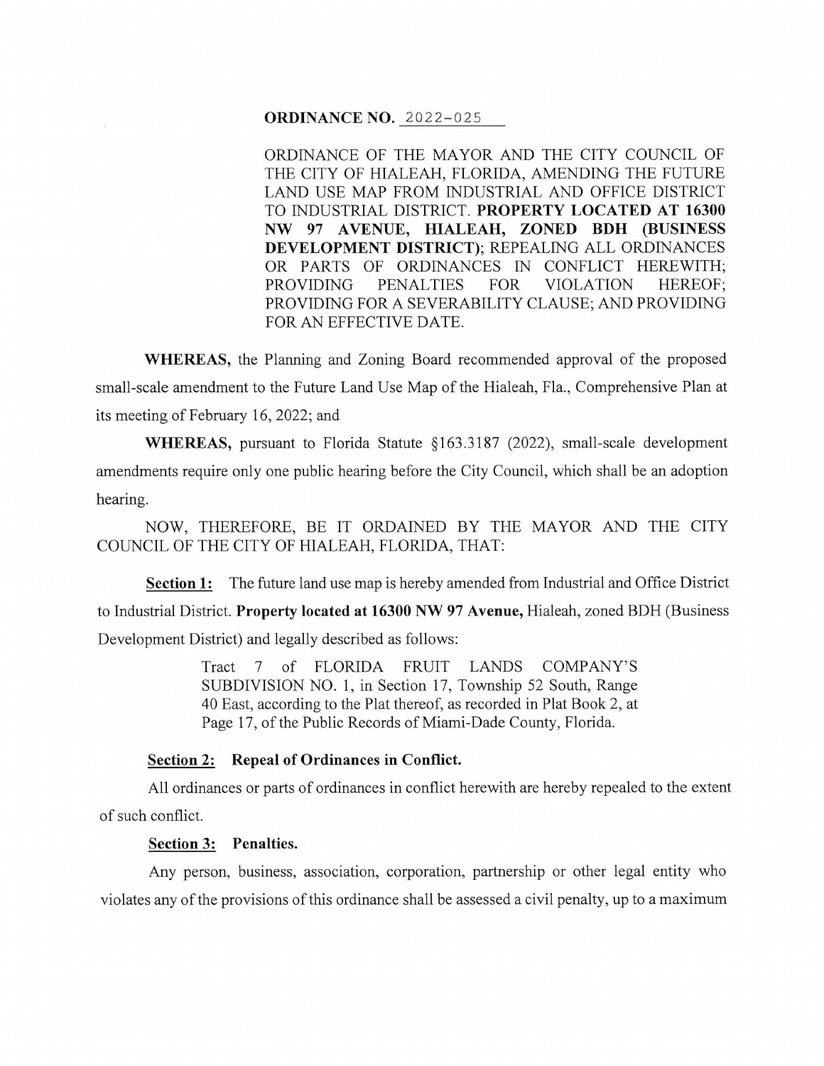**ORDINANCE NO.** 2022-025

ORDINANCE OF THE MAYOR AND THE CITY COUNCIL OF THE CITY OF HIALEAH, FLORIDA, AMENDING THE FUTURE LAND USE MAP FROM INDUSTRIAL AND OFFICE DISTRICT TO INDUSTRIAL DISTRICT. **PROPERTY LOCATED AT 16300 NW 97 AVENUE, HIALEAH, ZONED BDH (BUSINESS DEVELOPMENT DISTRICT)**; REPEALING ALL ORDINANCES OR PARTS OF ORDINANCES IN CONFLICT HEREWITH; PROVIDING PENALTIES FOR VIOLATION HEREOF; PROVIDING FOR A SEVERABILITY CLAUSE; AND PROVIDING FOR AN EFFECTIVE DATE.

**WHEREAS,** the Planning and Zoning Board recommended approval of the proposed small-scale amendment to the Future Land Use Map of the Hialeah, Fla., Comprehensive Plan at its meeting of February 16, 2022; and

**WHEREAS,** pursuant to Florida Statute §163.3187 (2022), small-scale development amendments require only one public hearing before the City Council, which shall be an adoption hearing.

NOW, THEREFORE, BE IT ORDAINED BY THE MAYOR AND THE CITY COUNCIL OF THE CITY OF HIALEAH, FLORIDA, THAT:

**Section 1:** The future land use map is hereby amended from Industrial and Office District to Industrial District. **Property located at 16300 NW 97 Avenue,** Hialeah, zoned BDH (Business Development District) and legally described as follows:

> Tract 7 of FLORIDA FRUIT LANDS COMPANY'S SUBDIVISION NO. 1, in Section 17, Township 52 South, Range 40 East, according to the Plat thereof, as recorded in Plat Book 2, at Page 17, of the Public Records of Miami-Dade County, Florida.

**Section 2: Repeal of Ordinances in Conflict.**

All ordinances or parts of ordinances in conflict herewith are hereby repealed to the extent of such conflict.

**Section 3: Penalties.**

Any person, business, association, corporation, partnership or other legal entity who violates any of the provisions of this ordinance shall be assessed a civil penalty, up to a maximum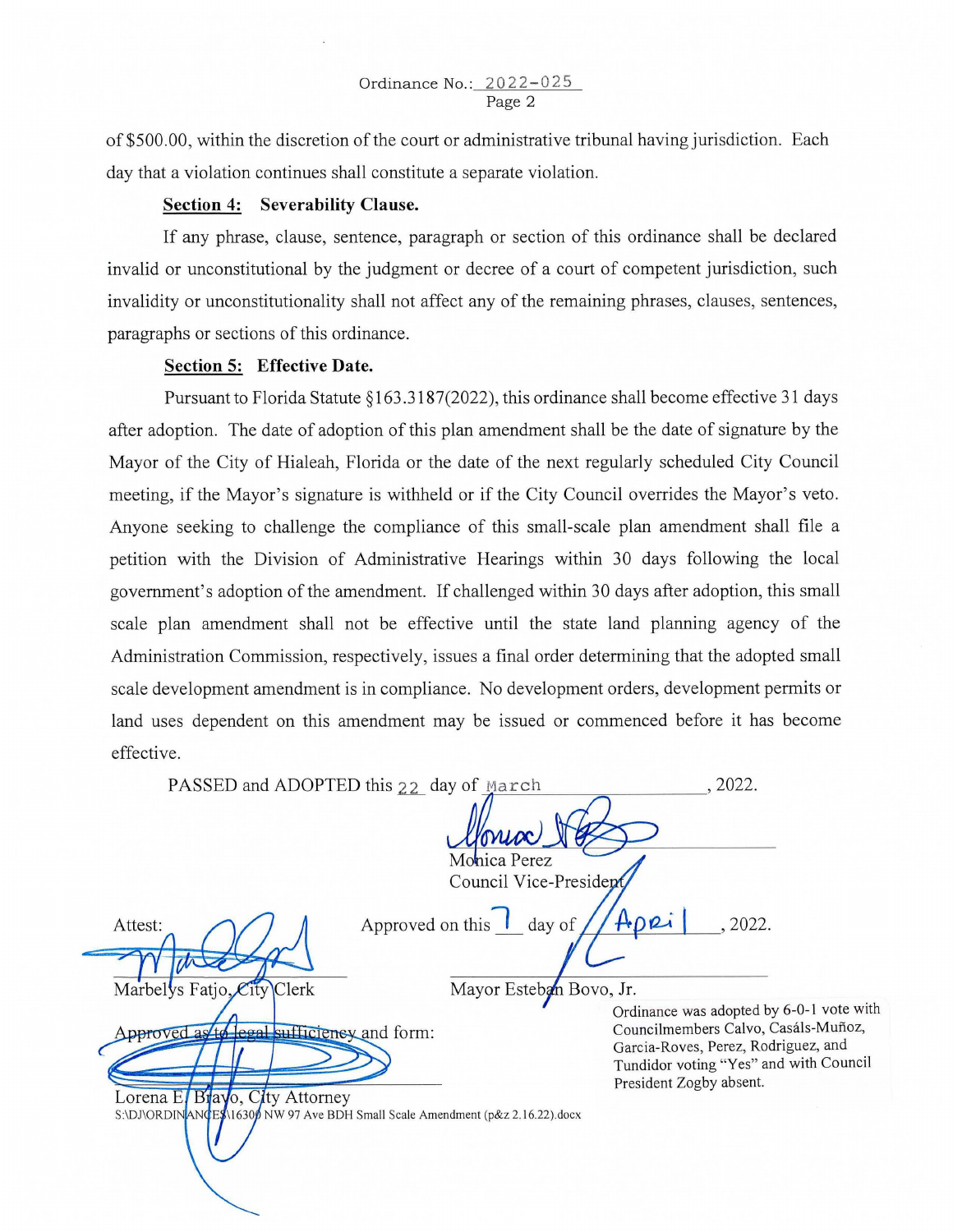of $500.00, within the discretion of the court or administrative tribunal having jurisdiction. Each day that a violation continues shall constitute a separate violation.

**Section 4: Severability Clause.**

If any phrase, clause, sentence, paragraph or section of this ordinance shall be declared invalid or unconstitutional by the judgment or decree of a court of competent jurisdiction, such invalidity or unconstitutionality shall not affect any of the remaining phrases, clauses, sentences, paragraphs or sections of this ordinance.

**Section 5: Effective Date.**

Pursuant to Florida Statute §163.3187(2022), this ordinance shall become effective 31 days after adoption. The date of adoption of this plan amendment shall be the date of signature by the Mayor of the City of Hialeah, Florida or the date of the next regularly scheduled City Council meeting, if the Mayor's signature is withheld or if the City Council overrides the Mayor's veto. Anyone seeking to challenge the compliance of this small-scale plan amendment shall file a petition with the Division of Administrative Hearings within 30 days following the local government's adoption of the amendment. If challenged within 30 days after adoption, this small scale plan amendment shall not be effective until the state land planning agency of the Administration Commission, respectively, issues a final order determining that the adopted small scale development amendment is in compliance. No development orders, development permits or land uses dependent on this amendment may be issued or commenced before it has become effective.

PASSED and ADOPTED this 22 day of March, 2022.

Monica Perez
Council Vice-President

Attest:

Marbelys Fatjo, City Clerk

Approved on this 7 day of April, 2022.

Mayor Esteban Bovo, Jr.

Approved as to legal sufficiency and form:

Lorena E. Bravo, City Attorney

S:\DJ\ORDINANCES\16300 NW 97 Ave BDH Small Scale Amendment (p&z 2.16.22).docx

Ordinance was adopted by 6-0-1 vote with Councilmembers Calvo, Casáls-Muñoz, Garcia-Roves, Perez, Rodriguez, and Tundidor voting "Yes" and with Council President Zogby absent.